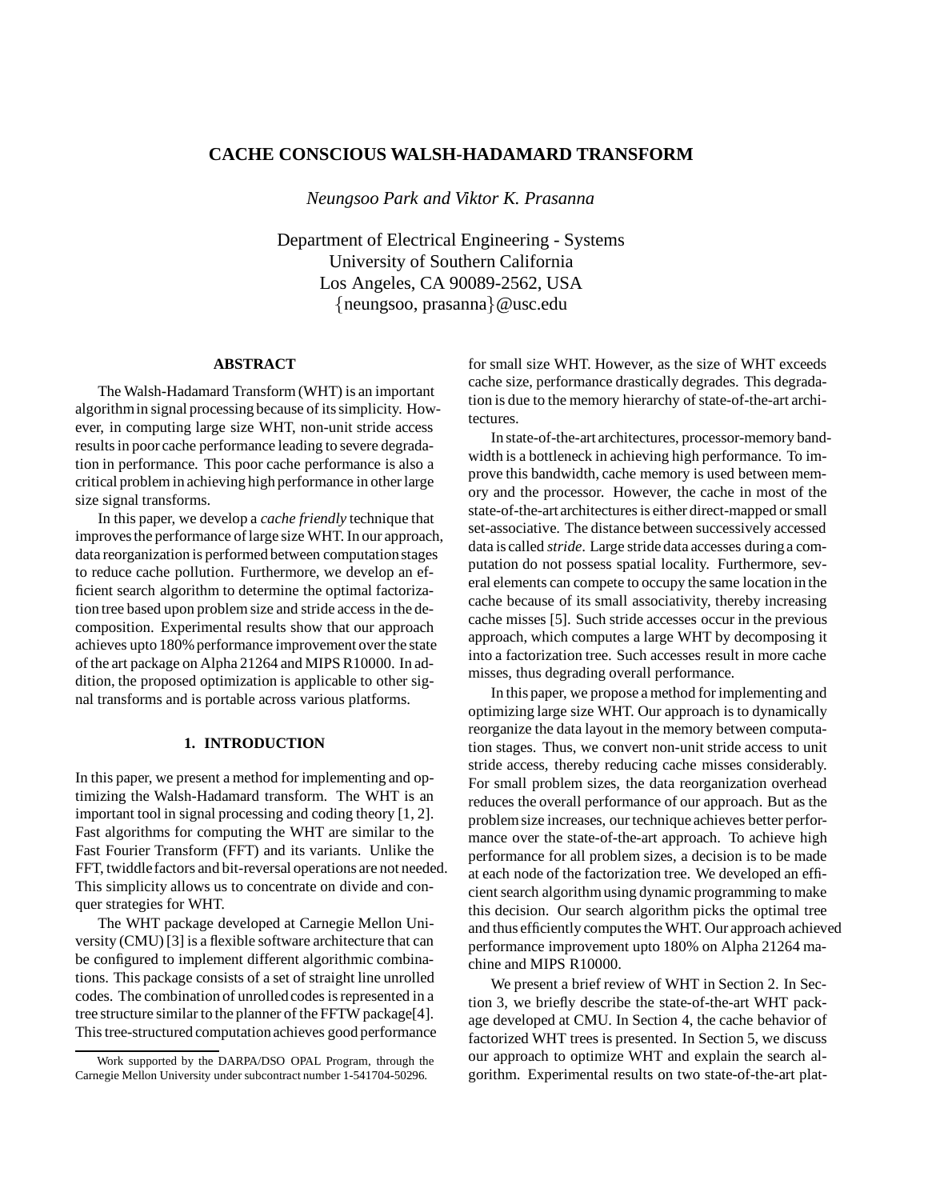# CACHE CONSCIOUS WALSH-HADAMARD TRANSFORM

*Neungsoo Park and Viktor K. Prasanna*

Department of Electrical Engineering - Systems
University of Southern California
Los Angeles, CA 90089-2562, USA
{neungsoo, prasanna}@usc.edu

## ABSTRACT

The Walsh-Hadamard Transform (WHT) is an important algorithm in signal processing because of its simplicity. However, in computing large size WHT, non-unit stride access results in poor cache performance leading to severe degradation in performance. This poor cache performance is also a critical problem in achieving high performance in other large size signal transforms.

In this paper, we develop a *cache friendly* technique that improves the performance of large size WHT. In our approach, data reorganization is performed between computation stages to reduce cache pollution. Furthermore, we develop an efficient search algorithm to determine the optimal factorization tree based upon problem size and stride access in the decomposition. Experimental results show that our approach achieves upto 180% performance improvement over the state of the art package on Alpha 21264 and MIPS R10000. In addition, the proposed optimization is applicable to other signal transforms and is portable across various platforms.

## 1. INTRODUCTION

In this paper, we present a method for implementing and optimizing the Walsh-Hadamard transform. The WHT is an important tool in signal processing and coding theory [1, 2]. Fast algorithms for computing the WHT are similar to the Fast Fourier Transform (FFT) and its variants. Unlike the FFT, twiddle factors and bit-reversal operations are not needed. This simplicity allows us to concentrate on divide and conquer strategies for WHT.

The WHT package developed at Carnegie Mellon University (CMU) [3] is a flexible software architecture that can be configured to implement different algorithmic combinations. This package consists of a set of straight line unrolled codes. The combination of unrolled codes is represented in a tree structure similar to the planner of the FFTW package[4]. This tree-structured computation achieves good performance for small size WHT. However, as the size of WHT exceeds cache size, performance drastically degrades. This degradation is due to the memory hierarchy of state-of-the-art architectures.

In state-of-the-art architectures, processor-memory bandwidth is a bottleneck in achieving high performance. To improve this bandwidth, cache memory is used between memory and the processor. However, the cache in most of the state-of-the-art architectures is either direct-mapped or small set-associative. The distance between successively accessed data is called *stride*. Large stride data accesses during a computation do not possess spatial locality. Furthermore, several elements can compete to occupy the same location in the cache because of its small associativity, thereby increasing cache misses [5]. Such stride accesses occur in the previous approach, which computes a large WHT by decomposing it into a factorization tree. Such accesses result in more cache misses, thus degrading overall performance.

In this paper, we propose a method for implementing and optimizing large size WHT. Our approach is to dynamically reorganize the data layout in the memory between computation stages. Thus, we convert non-unit stride access to unit stride access, thereby reducing cache misses considerably. For small problem sizes, the data reorganization overhead reduces the overall performance of our approach. But as the problem size increases, our technique achieves better performance over the state-of-the-art approach. To achieve high performance for all problem sizes, a decision is to be made at each node of the factorization tree. We developed an efficient search algorithm using dynamic programming to make this decision. Our search algorithm picks the optimal tree and thus efficiently computes the WHT. Our approach achieved performance improvement upto 180% on Alpha 21264 machine and MIPS R10000.

We present a brief review of WHT in Section 2. In Section 3, we briefly describe the state-of-the-art WHT package developed at CMU. In Section 4, the cache behavior of factorized WHT trees is presented. In Section 5, we discuss our approach to optimize WHT and explain the search algorithm. Experimental results on two state-of-the-art plat-

Work supported by the DARPA/DSO OPAL Program, through the Carnegie Mellon University under subcontract number 1-541704-50296.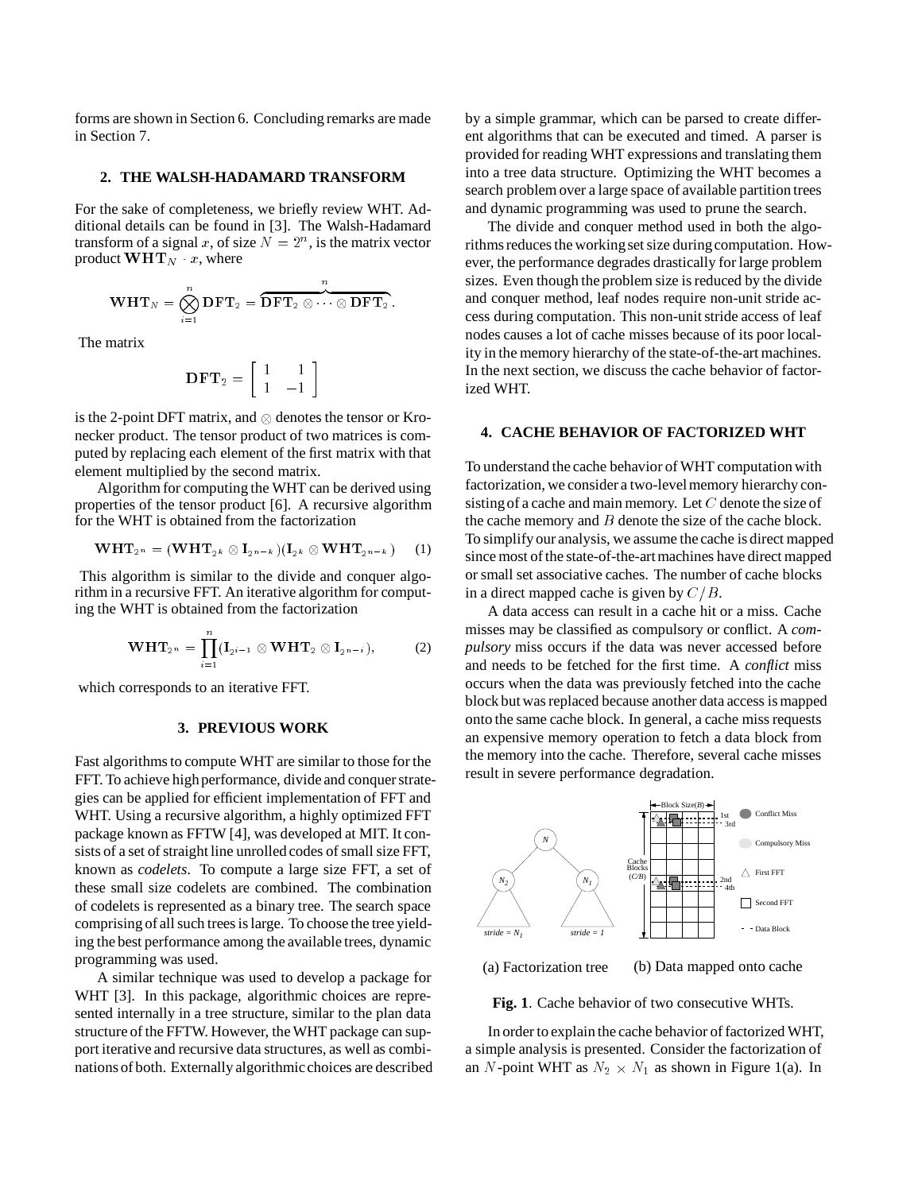forms are shown in Section 6. Concluding remarks are made in Section 7.

## 2. THE WALSH-HADAMARD TRANSFORM

For the sake of completeness, we briefly review WHT. Additional details can be found in [3]. The Walsh-Hadamard transform of a signal $x$, of size $N = 2^n$, is the matrix vector product $\mathbf{WHT}_N \cdot x$, where

$$\mathbf{WHT}_N = \bigotimes_{i=1}^{n} \mathbf{DFT}_2 = \overbrace{\mathbf{DFT}_2 \otimes \cdots \otimes \mathbf{DFT}_2}^{n}.$$

The matrix

$$\mathbf{DFT}_2 = \begin{bmatrix} 1 & 1 \\ 1 & -1 \end{bmatrix}$$

is the 2-point DFT matrix, and $\otimes$ denotes the tensor or Kronecker product. The tensor product of two matrices is computed by replacing each element of the first matrix with that element multiplied by the second matrix.

Algorithm for computing the WHT can be derived using properties of the tensor product [6]. A recursive algorithm for the WHT is obtained from the factorization

$$\mathbf{WHT}_{2^n} = (\mathbf{WHT}_{2^k} \otimes \mathbf{I}_{2^{n-k}})(\mathbf{I}_{2^k} \otimes \mathbf{WHT}_{2^{n-k}}) \quad (1)$$

This algorithm is similar to the divide and conquer algorithm in a recursive FFT. An iterative algorithm for computing the WHT is obtained from the factorization

$$\mathbf{WHT}_{2^n} = \prod_{i=1}^{n} (\mathbf{I}_{2^{i-1}} \otimes \mathbf{WHT}_2 \otimes \mathbf{I}_{2^{n-i}}), \quad (2)$$

which corresponds to an iterative FFT.

## 3. PREVIOUS WORK

Fast algorithms to compute WHT are similar to those for the FFT. To achieve high performance, divide and conquer strategies can be applied for efficient implementation of FFT and WHT. Using a recursive algorithm, a highly optimized FFT package known as FFTW [4], was developed at MIT. It consists of a set of straight line unrolled codes of small size FFT, known as *codelets*. To compute a large size FFT, a set of these small size codelets are combined. The combination of codelets is represented as a binary tree. The search space comprising of all such trees is large. To choose the tree yielding the best performance among the available trees, dynamic programming was used.

A similar technique was used to develop a package for WHT [3]. In this package, algorithmic choices are represented internally in a tree structure, similar to the plan data structure of the FFTW. However, the WHT package can support iterative and recursive data structures, as well as combinations of both. Externally algorithmic choices are described by a simple grammar, which can be parsed to create different algorithms that can be executed and timed. A parser is provided for reading WHT expressions and translating them into a tree data structure. Optimizing the WHT becomes a search problem over a large space of available partition trees and dynamic programming was used to prune the search.

The divide and conquer method used in both the algorithms reduces the working set size during computation. However, the performance degrades drastically for large problem sizes. Even though the problem size is reduced by the divide and conquer method, leaf nodes require non-unit stride access during computation. This non-unit stride access of leaf nodes causes a lot of cache misses because of its poor locality in the memory hierarchy of the state-of-the-art machines. In the next section, we discuss the cache behavior of factorized WHT.

## 4. CACHE BEHAVIOR OF FACTORIZED WHT

To understand the cache behavior of WHT computation with factorization, we consider a two-level memory hierarchy consisting of a cache and main memory. Let $C$ denote the size of the cache memory and $B$ denote the size of the cache block. To simplify our analysis, we assume the cache is direct mapped since most of the state-of-the-art machines have direct mapped or small set associative caches. The number of cache blocks in a direct mapped cache is given by $C/B$.

A data access can result in a cache hit or a miss. Cache misses may be classified as compulsory or conflict. A *compulsory* miss occurs if the data was never accessed before and needs to be fetched for the first time. A *conflict* miss occurs when the data was previously fetched into the cache block but was replaced because another data access is mapped onto the same cache block. In general, a cache miss requests an expensive memory operation to fetch a data block from the memory into the cache. Therefore, several cache misses result in severe performance degradation.

(a) Factorization tree (b) Data mapped onto cache

**Fig. 1**. Cache behavior of two consecutive WHTs.

In order to explain the cache behavior of factorized WHT, a simple analysis is presented. Consider the factorization of an $N$-point WHT as $N_2 \times N_1$ as shown in Figure 1(a). In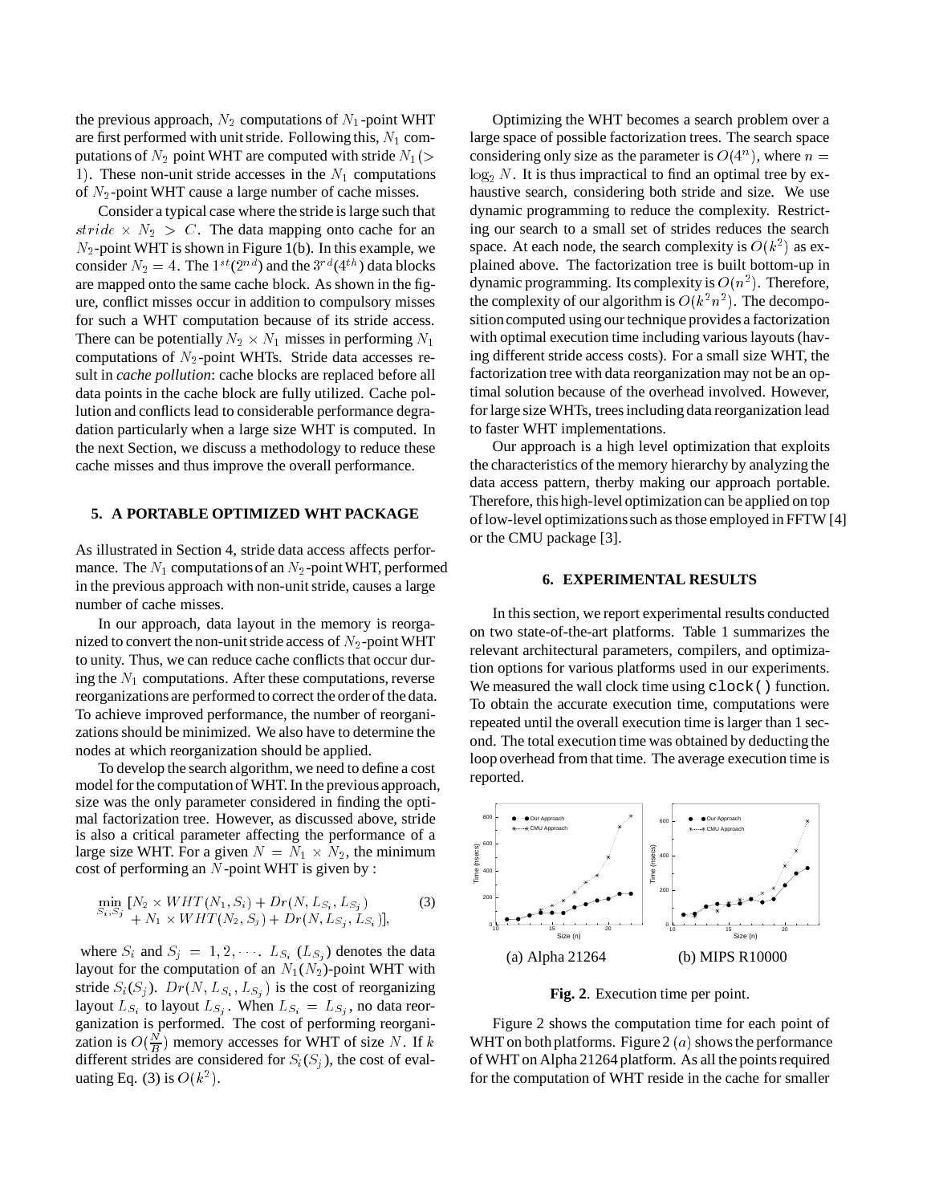the previous approach, $N_2$ computations of $N_1$-point WHT are first performed with unit stride. Following this, $N_1$ computations of $N_2$ point WHT are computed with stride $N_1 (> 1)$. These non-unit stride accesses in the $N_1$ computations of $N_2$-point WHT cause a large number of cache misses.

Consider a typical case where the stride is large such that $stride \times N_2 > C$. The data mapping onto cache for an $N_2$-point WHT is shown in Figure 1(b). In this example, we consider $N_2 = 4$. The $1^{st}(2^{nd})$ and the $3^{rd}(4^{th})$ data blocks are mapped onto the same cache block. As shown in the figure, conflict misses occur in addition to compulsory misses for such a WHT computation because of its stride access. There can be potentially $N_2 \times N_1$ misses in performing $N_1$ computations of $N_2$-point WHTs. Stride data accesses result in *cache pollution*: cache blocks are replaced before all data points in the cache block are fully utilized. Cache pollution and conflicts lead to considerable performance degradation particularly when a large size WHT is computed. In the next Section, we discuss a methodology to reduce these cache misses and thus improve the overall performance.

## 5. A PORTABLE OPTIMIZED WHT PACKAGE

As illustrated in Section 4, stride data access affects performance. The $N_1$ computations of an $N_2$-point WHT, performed in the previous approach with non-unit stride, causes a large number of cache misses.

In our approach, data layout in the memory is reorganized to convert the non-unit stride access of $N_2$-point WHT to unity. Thus, we can reduce cache conflicts that occur during the $N_1$ computations. After these computations, reverse reorganizations are performed to correct the order of the data. To achieve improved performance, the number of reorganizations should be minimized. We also have to determine the nodes at which reorganization should be applied.

To develop the search algorithm, we need to define a cost model for the computation of WHT. In the previous approach, size was the only parameter considered in finding the optimal factorization tree. However, as discussed above, stride is also a critical parameter affecting the performance of a large size WHT. For a given $N = N_1 \times N_2$, the minimum cost of performing an $N$-point WHT is given by :

$$\min_{S_i, S_j} [N_2 \times WHT(N_1, S_i) + Dr(N, L_{S_i}, L_{S_j}) + N_1 \times WHT(N_2, S_j) + Dr(N, L_{S_j}, L_{S_i})], \quad (3)$$

where $S_i$ and $S_j = 1, 2, \cdots$. $L_{S_i}$ ($L_{S_j}$) denotes the data layout for the computation of an $N_1(N_2)$-point WHT with stride $S_i(S_j)$. $Dr(N, L_{S_i}, L_{S_j})$ is the cost of reorganizing layout $L_{S_i}$ to layout $L_{S_j}$. When $L_{S_i} = L_{S_j}$, no data reorganization is performed. The cost of performing reorganization is $O(\frac{N}{B})$ memory accesses for WHT of size $N$. If $k$ different strides are considered for $S_i(S_j)$, the cost of evaluating Eq. (3) is $O(k^2)$.

Optimizing the WHT becomes a search problem over a large space of possible factorization trees. The search space considering only size as the parameter is $O(4^n)$, where $n = \log_2 N$. It is thus impractical to find an optimal tree by exhaustive search, considering both stride and size. We use dynamic programming to reduce the complexity. Restricting our search to a small set of strides reduces the search space. At each node, the search complexity is $O(k^2)$ as explained above. The factorization tree is built bottom-up in dynamic programming. Its complexity is $O(n^2)$. Therefore, the complexity of our algorithm is $O(k^2 n^2)$. The decomposition computed using our technique provides a factorization with optimal execution time including various layouts (having different stride access costs). For a small size WHT, the factorization tree with data reorganization may not be an optimal solution because of the overhead involved. However, for large size WHTs, trees including data reorganization lead to faster WHT implementations.

Our approach is a high level optimization that exploits the characteristics of the memory hierarchy by analyzing the data access pattern, therby making our approach portable. Therefore, this high-level optimization can be applied on top of low-level optimizations such as those employed in FFTW [4] or the CMU package [3].

## 6. EXPERIMENTAL RESULTS

In this section, we report experimental results conducted on two state-of-the-art platforms. Table 1 summarizes the relevant architectural parameters, compilers, and optimization options for various platforms used in our experiments. We measured the wall clock time using `clock()` function. To obtain the accurate execution time, computations were repeated until the overall execution time is larger than 1 second. The total execution time was obtained by deducting the loop overhead from that time. The average execution time is reported.

(a) Alpha 21264 (b) MIPS R10000

**Fig. 2**. Execution time per point.

Figure 2 shows the computation time for each point of WHT on both platforms. Figure 2 $(a)$ shows the performance of WHT on Alpha 21264 platform. As all the points required for the computation of WHT reside in the cache for smaller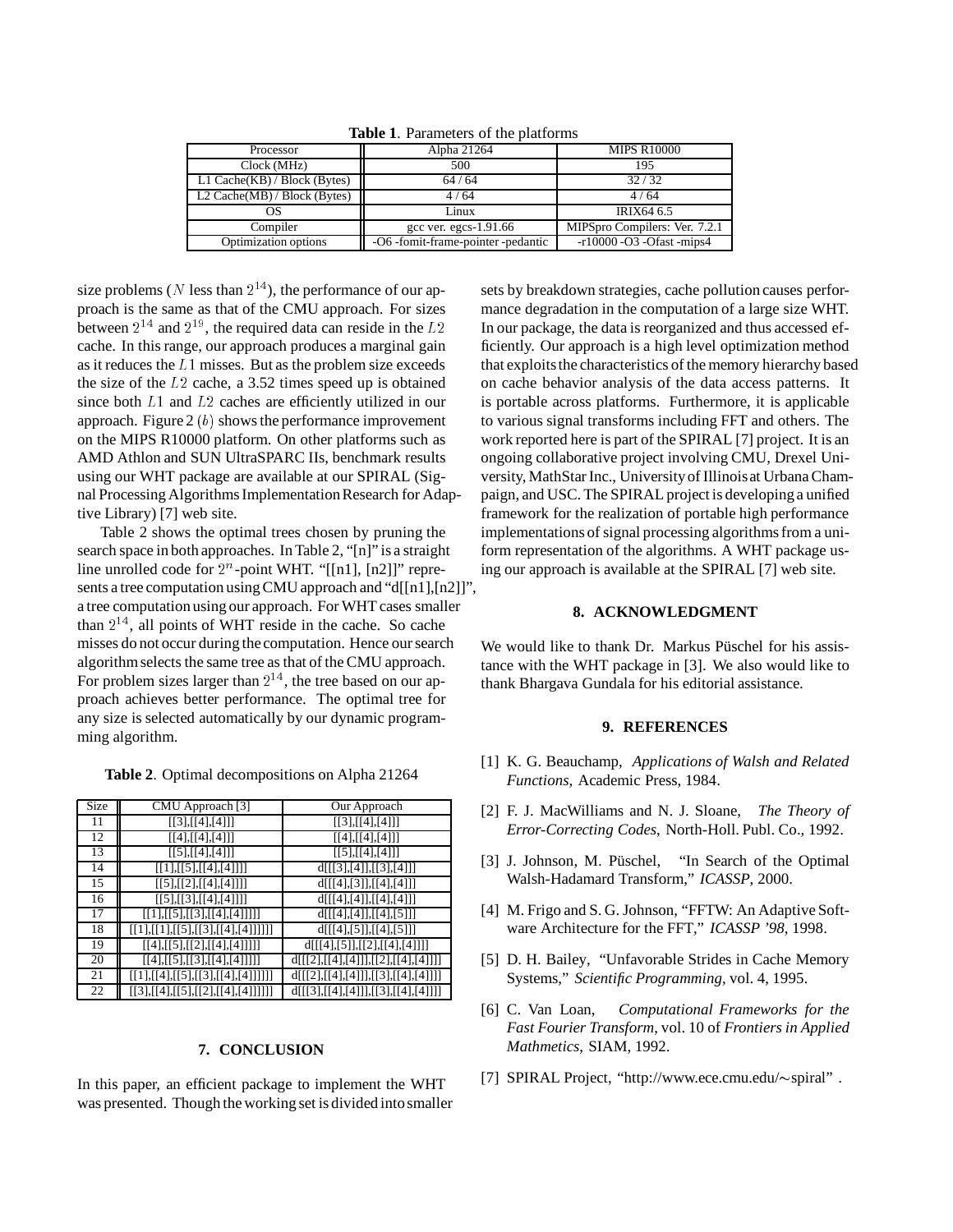**Table 1**. Parameters of the platforms

| Processor | Alpha 21264 | MIPS R10000 |
|---|---|---|
| Clock (MHz) | 500 | 195 |
| L1 Cache(KB) / Block (Bytes) | 64 / 64 | 32 / 32 |
| L2 Cache(MB) / Block (Bytes) | 4 / 64 | 4 / 64 |
| OS | Linux | IRIX64 6.5 |
| Compiler | gcc ver. egcs-1.91.66 | MIPSpro Compilers: Ver. 7.2.1 |
| Optimization options | -O6 -fomit-frame-pointer -pedantic | -r10000 -O3 -Ofast -mips4 |

size problems ($N$ less than $2^{14}$), the performance of our approach is the same as that of the CMU approach. For sizes between $2^{14}$ and $2^{19}$, the required data can reside in the $L2$ cache. In this range, our approach produces a marginal gain as it reduces the $L1$ misses. But as the problem size exceeds the size of the $L2$ cache, a 3.52 times speed up is obtained since both $L1$ and $L2$ caches are efficiently utilized in our approach. Figure 2 $(b)$ shows the performance improvement on the MIPS R10000 platform. On other platforms such as AMD Athlon and SUN UltraSPARC IIs, benchmark results using our WHT package are available at our SPIRAL (Signal Processing Algorithms Implementation Research for Adaptive Library) [7] web site.

Table 2 shows the optimal trees chosen by pruning the search space in both approaches. In Table 2, "[n]" is a straight line unrolled code for $2^n$-point WHT. "[[n1], [n2]]" represents a tree computation using CMU approach and "d[[n1],[n2]]", a tree computation using our approach. For WHT cases smaller than $2^{14}$, all points of WHT reside in the cache. So cache misses do not occur during the computation. Hence our search algorithm selects the same tree as that of the CMU approach. For problem sizes larger than $2^{14}$, the tree based on our approach achieves better performance. The optimal tree for any size is selected automatically by our dynamic programming algorithm.

**Table 2**. Optimal decompositions on Alpha 21264

| Size | CMU Approach [3] | Our Approach |
|---|---|---|
| 11 | [[3],[[4],[4]]] | [[3],[[4],[4]]] |
| 12 | [[4],[[4],[4]]] | [[4],[[4],[4]]] |
| 13 | [[5],[[4],[4]]] | [[5],[[4],[4]]] |
| 14 | [[1],[[5],[[4],[4]]]] | d[[[3],[4]],[[3],[4]]] |
| 15 | [[5],[[2],[[4],[4]]]] | d[[[4],[3]],[[4],[4]]] |
| 16 | [[5],[[3],[[4],[4]]]] | d[[[4],[4]],[[4],[4]]] |
| 17 | [[1],[[5],[[3],[[4],[4]]]]] | d[[[4],[4]],[[4],[5]]] |
| 18 | [[1],[[1],[[5],[[3],[[4],[4]]]]]] | d[[[4],[5]],[[4],[5]]] |
| 19 | [[4],[[5],[[2],[[4],[4]]]]] | d[[[4],[5]],[[2],[[4],[4]]]] |
| 20 | [[4],[[5],[[3],[[4],[4]]]]] | d[[[2],[[4],[4]]],[[2],[[4],[4]]]] |
| 21 | [[1],[[4],[[5],[[3],[[4],[4]]]]]] | d[[[2],[[4],[4]]],[[3],[[4],[4]]]] |
| 22 | [[3],[[4],[[5],[[2],[[4],[4]]]]]] | d[[[3],[[4],[4]]],[[3],[[4],[4]]]] |

## 7. CONCLUSION

In this paper, an efficient package to implement the WHT was presented. Though the working set is divided into smaller sets by breakdown strategies, cache pollution causes performance degradation in the computation of a large size WHT. In our package, the data is reorganized and thus accessed efficiently. Our approach is a high level optimization method that exploits the characteristics of the memory hierarchy based on cache behavior analysis of the data access patterns. It is portable across platforms. Furthermore, it is applicable to various signal transforms including FFT and others. The work reported here is part of the SPIRAL [7] project. It is an ongoing collaborative project involving CMU, Drexel University, MathStar Inc., University of Illinois at Urbana Champaign, and USC. The SPIRAL project is developing a unified framework for the realization of portable high performance implementations of signal processing algorithms from a uniform representation of the algorithms. A WHT package using our approach is available at the SPIRAL [7] web site.

## 8. ACKNOWLEDGMENT

We would like to thank Dr. Markus Püschel for his assistance with the WHT package in [3]. We also would like to thank Bhargava Gundala for his editorial assistance.

## 9. REFERENCES

[1] K. G. Beauchamp, *Applications of Walsh and Related Functions*, Academic Press, 1984.

[2] F. J. MacWilliams and N. J. Sloane, *The Theory of Error-Correcting Codes*, North-Holl. Publ. Co., 1992.

[3] J. Johnson, M. Püschel, "In Search of the Optimal Walsh-Hadamard Transform," *ICASSP*, 2000.

[4] M. Frigo and S. G. Johnson, "FFTW: An Adaptive Software Architecture for the FFT," *ICASSP '98*, 1998.

[5] D. H. Bailey, "Unfavorable Strides in Cache Memory Systems," *Scientific Programming*, vol. 4, 1995.

[6] C. Van Loan, *Computational Frameworks for the Fast Fourier Transform*, vol. 10 of *Frontiers in Applied Mathmetics*, SIAM, 1992.

[7] SPIRAL Project, "http://www.ece.cmu.edu/∼spiral" .